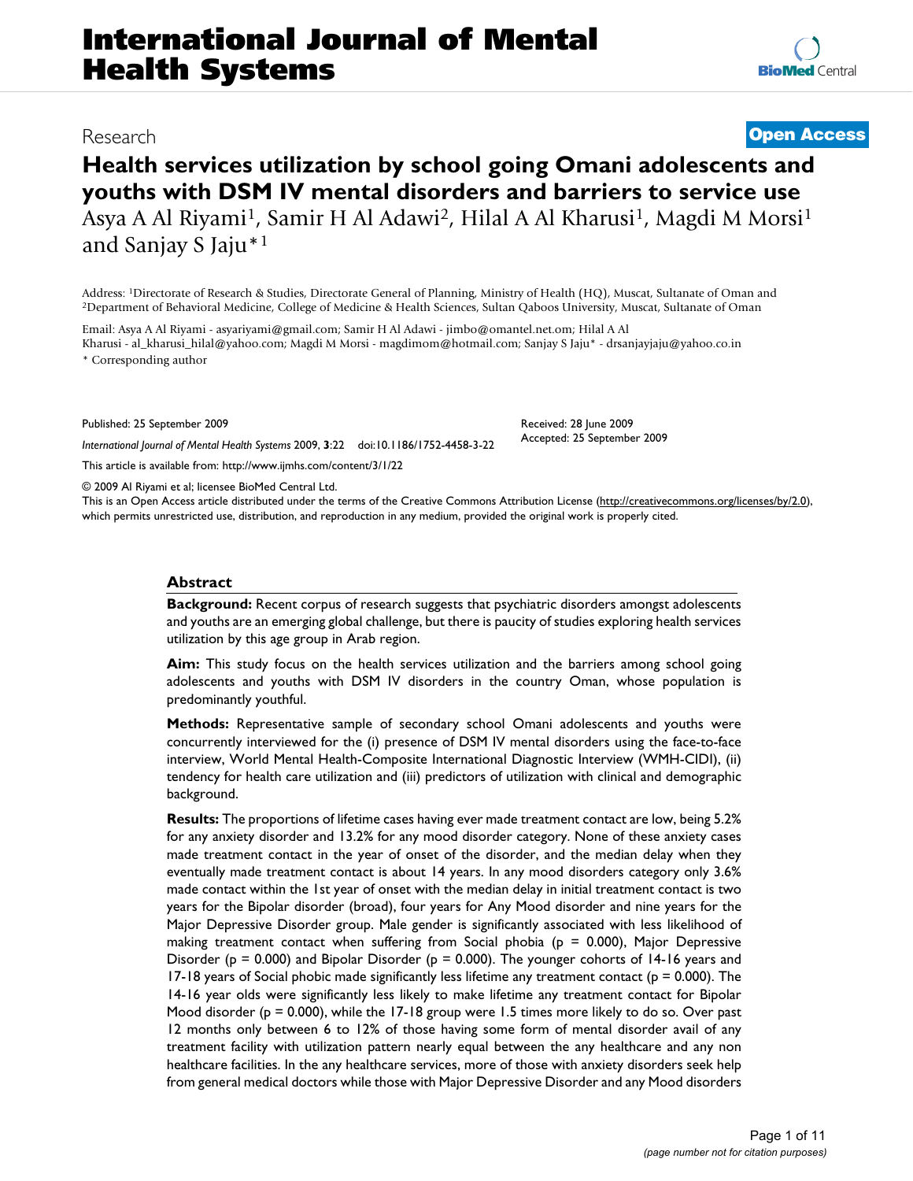# International Journal of Mental Health Systems

Research

**Open Access**

# Health services utilization by school going Omani adolescents and youths with DSM IV mental disorders and barriers to service use

Asya A Al Riyami[1], Samir H Al Adawi[2], Hilal A Al Kharusi[1], Magdi M Morsi[1] and Sanjay S Jaju*[1]

Address: [1]Directorate of Research & Studies, Directorate General of Planning, Ministry of Health (HQ), Muscat, Sultanate of Oman and [2]Department of Behavioral Medicine, College of Medicine & Health Sciences, Sultan Qaboos University, Muscat, Sultanate of Oman

Email: Asya A Al Riyami - asyariyami@gmail.com; Samir H Al Adawi - jimbo@omantel.net.om; Hilal A Al Kharusi - al_kharusi_hilal@yahoo.com; Magdi M Morsi - magdimom@hotmail.com; Sanjay S Jaju* - drsanjayjaju@yahoo.co.in

\* Corresponding author

Published: 25 September 2009

*International Journal of Mental Health Systems* 2009, **3**:22 doi:10.1186/1752-4458-3-22

Received: 28 June 2009
Accepted: 25 September 2009

This article is available from: http://www.ijmhs.com/content/3/1/22

© 2009 Al Riyami et al; licensee BioMed Central Ltd.

This is an Open Access article distributed under the terms of the Creative Commons Attribution License (http://creativecommons.org/licenses/by/2.0), which permits unrestricted use, distribution, and reproduction in any medium, provided the original work is properly cited.

## Abstract

**Background:** Recent corpus of research suggests that psychiatric disorders amongst adolescents and youths are an emerging global challenge, but there is paucity of studies exploring health services utilization by this age group in Arab region.

**Aim:** This study focus on the health services utilization and the barriers among school going adolescents and youths with DSM IV disorders in the country Oman, whose population is predominantly youthful.

**Methods:** Representative sample of secondary school Omani adolescents and youths were concurrently interviewed for the (i) presence of DSM IV mental disorders using the face-to-face interview, World Mental Health-Composite International Diagnostic Interview (WMH-CIDI), (ii) tendency for health care utilization and (iii) predictors of utilization with clinical and demographic background.

**Results:** The proportions of lifetime cases having ever made treatment contact are low, being 5.2% for any anxiety disorder and 13.2% for any mood disorder category. None of these anxiety cases made treatment contact in the year of onset of the disorder, and the median delay when they eventually made treatment contact is about 14 years. In any mood disorders category only 3.6% made contact within the 1st year of onset with the median delay in initial treatment contact is two years for the Bipolar disorder (broad), four years for Any Mood disorder and nine years for the Major Depressive Disorder group. Male gender is significantly associated with less likelihood of making treatment contact when suffering from Social phobia ($p = 0.000$), Major Depressive Disorder ($p = 0.000$) and Bipolar Disorder ($p = 0.000$). The younger cohorts of 14-16 years and 17-18 years of Social phobic made significantly less lifetime any treatment contact ($p = 0.000$). The 14-16 year olds were significantly less likely to make lifetime any treatment contact for Bipolar Mood disorder ($p = 0.000$), while the 17-18 group were 1.5 times more likely to do so. Over past 12 months only between 6 to 12% of those having some form of mental disorder avail of any treatment facility with utilization pattern nearly equal between the any healthcare and any non healthcare facilities. In the any healthcare services, more of those with anxiety disorders seek help from general medical doctors while those with Major Depressive Disorder and any Mood disorders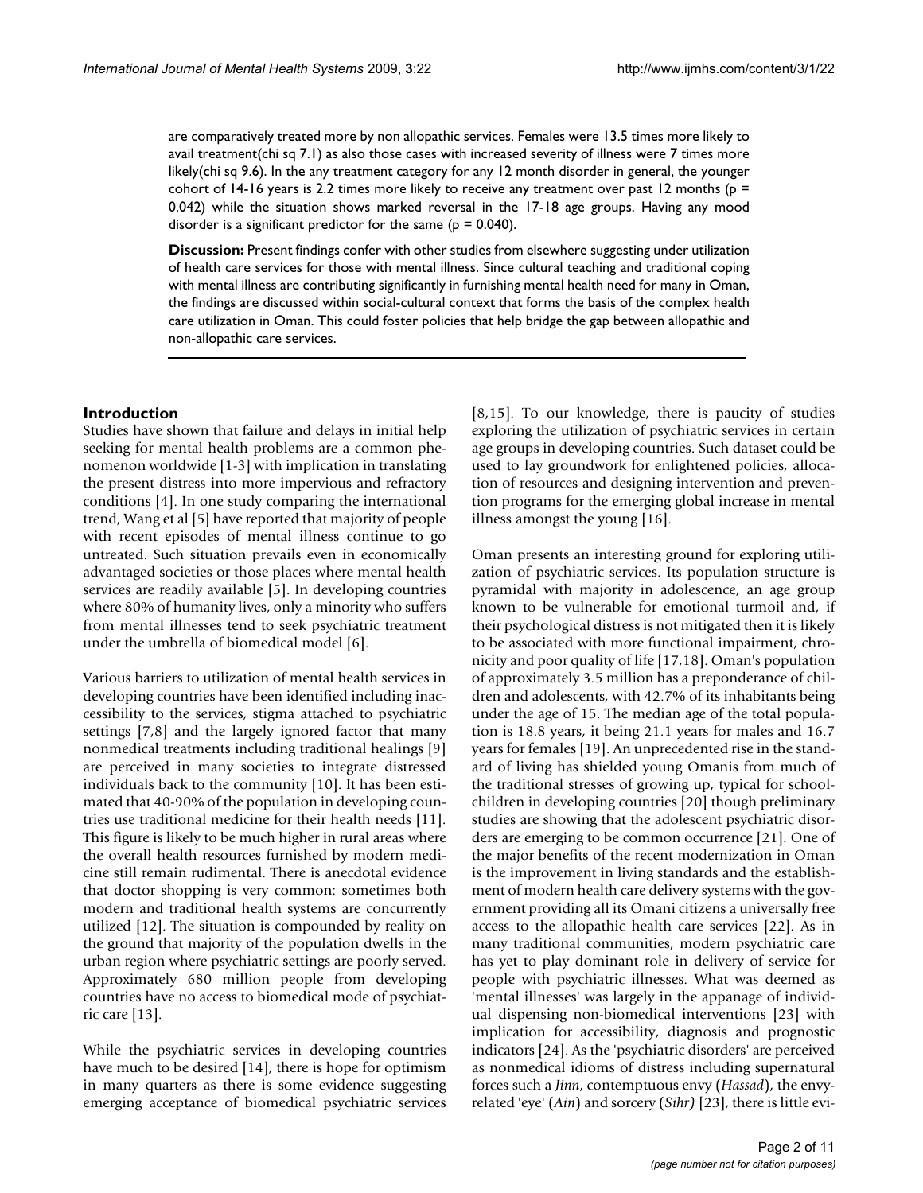are comparatively treated more by non allopathic services. Females were 13.5 times more likely to avail treatment(chi sq 7.1) as also those cases with increased severity of illness were 7 times more likely(chi sq 9.6). In the any treatment category for any 12 month disorder in general, the younger cohort of 14-16 years is 2.2 times more likely to receive any treatment over past 12 months ($p = 0.042$) while the situation shows marked reversal in the 17-18 age groups. Having any mood disorder is a significant predictor for the same ($p = 0.040$).

**Discussion:** Present findings confer with other studies from elsewhere suggesting under utilization of health care services for those with mental illness. Since cultural teaching and traditional coping with mental illness are contributing significantly in furnishing mental health need for many in Oman, the findings are discussed within social-cultural context that forms the basis of the complex health care utilization in Oman. This could foster policies that help bridge the gap between allopathic and non-allopathic care services.

## Introduction

Studies have shown that failure and delays in initial help seeking for mental health problems are a common phenomenon worldwide [1-3] with implication in translating the present distress into more impervious and refractory conditions [4]. In one study comparing the international trend, Wang et al [5] have reported that majority of people with recent episodes of mental illness continue to go untreated. Such situation prevails even in economically advantaged societies or those places where mental health services are readily available [5]. In developing countries where 80% of humanity lives, only a minority who suffers from mental illnesses tend to seek psychiatric treatment under the umbrella of biomedical model [6].

Various barriers to utilization of mental health services in developing countries have been identified including inaccessibility to the services, stigma attached to psychiatric settings [7,8] and the largely ignored factor that many nonmedical treatments including traditional healings [9] are perceived in many societies to integrate distressed individuals back to the community [10]. It has been estimated that 40-90% of the population in developing countries use traditional medicine for their health needs [11]. This figure is likely to be much higher in rural areas where the overall health resources furnished by modern medicine still remain rudimental. There is anecdotal evidence that doctor shopping is very common: sometimes both modern and traditional health systems are concurrently utilized [12]. The situation is compounded by reality on the ground that majority of the population dwells in the urban region where psychiatric settings are poorly served. Approximately 680 million people from developing countries have no access to biomedical mode of psychiatric care [13].

While the psychiatric services in developing countries have much to be desired [14], there is hope for optimism in many quarters as there is some evidence suggesting emerging acceptance of biomedical psychiatric services [8,15]. To our knowledge, there is paucity of studies exploring the utilization of psychiatric services in certain age groups in developing countries. Such dataset could be used to lay groundwork for enlightened policies, allocation of resources and designing intervention and prevention programs for the emerging global increase in mental illness amongst the young [16].

Oman presents an interesting ground for exploring utilization of psychiatric services. Its population structure is pyramidal with majority in adolescence, an age group known to be vulnerable for emotional turmoil and, if their psychological distress is not mitigated then it is likely to be associated with more functional impairment, chronicity and poor quality of life [17,18]. Oman's population of approximately 3.5 million has a preponderance of children and adolescents, with 42.7% of its inhabitants being under the age of 15. The median age of the total population is 18.8 years, it being 21.1 years for males and 16.7 years for females [19]. An unprecedented rise in the standard of living has shielded young Omanis from much of the traditional stresses of growing up, typical for schoolchildren in developing countries [20] though preliminary studies are showing that the adolescent psychiatric disorders are emerging to be common occurrence [21]. One of the major benefits of the recent modernization in Oman is the improvement in living standards and the establishment of modern health care delivery systems with the government providing all its Omani citizens a universally free access to the allopathic health care services [22]. As in many traditional communities, modern psychiatric care has yet to play dominant role in delivery of service for people with psychiatric illnesses. What was deemed as 'mental illnesses' was largely in the appanage of individual dispensing non-biomedical interventions [23] with implication for accessibility, diagnosis and prognostic indicators [24]. As the 'psychiatric disorders' are perceived as nonmedical idioms of distress including supernatural forces such a *Jinn*, contemptuous envy (*Hassad*), the envy-related 'eye' (*Ain*) and sorcery (*Sihr)* [23], there is little evi-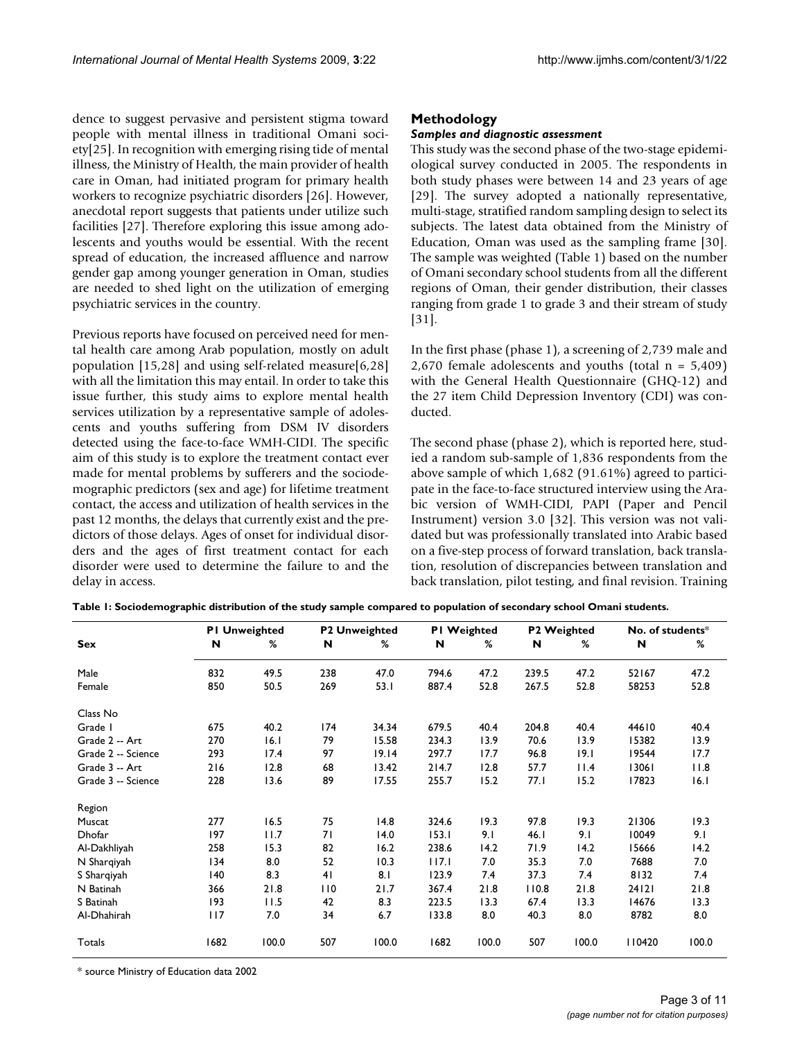dence to suggest pervasive and persistent stigma toward people with mental illness in traditional Omani society[25]. In recognition with emerging rising tide of mental illness, the Ministry of Health, the main provider of health care in Oman, had initiated program for primary health workers to recognize psychiatric disorders [26]. However, anecdotal report suggests that patients under utilize such facilities [27]. Therefore exploring this issue among adolescents and youths would be essential. With the recent spread of education, the increased affluence and narrow gender gap among younger generation in Oman, studies are needed to shed light on the utilization of emerging psychiatric services in the country.

Previous reports have focused on perceived need for mental health care among Arab population, mostly on adult population [15,28] and using self-related measure[6,28] with all the limitation this may entail. In order to take this issue further, this study aims to explore mental health services utilization by a representative sample of adolescents and youths suffering from DSM IV disorders detected using the face-to-face WMH-CIDI. The specific aim of this study is to explore the treatment contact ever made for mental problems by sufferers and the sociodemographic predictors (sex and age) for lifetime treatment contact, the access and utilization of health services in the past 12 months, the delays that currently exist and the predictors of those delays. Ages of onset for individual disorders and the ages of first treatment contact for each disorder were used to determine the failure to and the delay in access.

## Methodology

### *Samples and diagnostic assessment*

This study was the second phase of the two-stage epidemiological survey conducted in 2005. The respondents in both study phases were between 14 and 23 years of age [29]. The survey adopted a nationally representative, multi-stage, stratified random sampling design to select its subjects. The latest data obtained from the Ministry of Education, Oman was used as the sampling frame [30]. The sample was weighted (Table 1) based on the number of Omani secondary school students from all the different regions of Oman, their gender distribution, their classes ranging from grade 1 to grade 3 and their stream of study [31].

In the first phase (phase 1), a screening of 2,739 male and 2,670 female adolescents and youths (total n = 5,409) with the General Health Questionnaire (GHQ-12) and the 27 item Child Depression Inventory (CDI) was conducted.

The second phase (phase 2), which is reported here, studied a random sub-sample of 1,836 respondents from the above sample of which 1,682 (91.61%) agreed to participate in the face-to-face structured interview using the Arabic version of WMH-CIDI, PAPI (Paper and Pencil Instrument) version 3.0 [32]. This version was not validated but was professionally translated into Arabic based on a five-step process of forward translation, back translation, resolution of discrepancies between translation and back translation, pilot testing, and final revision. Training

**Table 1: Sociodemographic distribution of the study sample compared to population of secondary school Omani students.**

| | P1 Unweighted | | P2 Unweighted | | P1 Weighted | | P2 Weighted | | No. of students* | |
|---|---|---|---|---|---|---|---|---|---|---|
| **Sex** | **N** | **%** | **N** | **%** | **N** | **%** | **N** | **%** | **N** | **%** |
| Male | 832 | 49.5 | 238 | 47.0 | 794.6 | 47.2 | 239.5 | 47.2 | 52167 | 47.2 |
| Female | 850 | 50.5 | 269 | 53.1 | 887.4 | 52.8 | 267.5 | 52.8 | 58253 | 52.8 |
| Class No | | | | | | | | | | |
| Grade 1 | 675 | 40.2 | 174 | 34.34 | 679.5 | 40.4 | 204.8 | 40.4 | 44610 | 40.4 |
| Grade 2 -- Art | 270 | 16.1 | 79 | 15.58 | 234.3 | 13.9 | 70.6 | 13.9 | 15382 | 13.9 |
| Grade 2 -- Science | 293 | 17.4 | 97 | 19.14 | 297.7 | 17.7 | 96.8 | 19.1 | 19544 | 17.7 |
| Grade 3 -- Art | 216 | 12.8 | 68 | 13.42 | 214.7 | 12.8 | 57.7 | 11.4 | 13061 | 11.8 |
| Grade 3 -- Science | 228 | 13.6 | 89 | 17.55 | 255.7 | 15.2 | 77.1 | 15.2 | 17823 | 16.1 |
| Region | | | | | | | | | | |
| Muscat | 277 | 16.5 | 75 | 14.8 | 324.6 | 19.3 | 97.8 | 19.3 | 21306 | 19.3 |
| Dhofar | 197 | 11.7 | 71 | 14.0 | 153.1 | 9.1 | 46.1 | 9.1 | 10049 | 9.1 |
| Al-Dakhliyah | 258 | 15.3 | 82 | 16.2 | 238.6 | 14.2 | 71.9 | 14.2 | 15666 | 14.2 |
| N Sharqiyah | 134 | 8.0 | 52 | 10.3 | 117.1 | 7.0 | 35.3 | 7.0 | 7688 | 7.0 |
| S Sharqiyah | 140 | 8.3 | 41 | 8.1 | 123.9 | 7.4 | 37.3 | 7.4 | 8132 | 7.4 |
| N Batinah | 366 | 21.8 | 110 | 21.7 | 367.4 | 21.8 | 110.8 | 21.8 | 24121 | 21.8 |
| S Batinah | 193 | 11.5 | 42 | 8.3 | 223.5 | 13.3 | 67.4 | 13.3 | 14676 | 13.3 |
| Al-Dhahirah | 117 | 7.0 | 34 | 6.7 | 133.8 | 8.0 | 40.3 | 8.0 | 8782 | 8.0 |
| Totals | 1682 | 100.0 | 507 | 100.0 | 1682 | 100.0 | 507 | 100.0 | 110420 | 100.0 |

* source Ministry of Education data 2002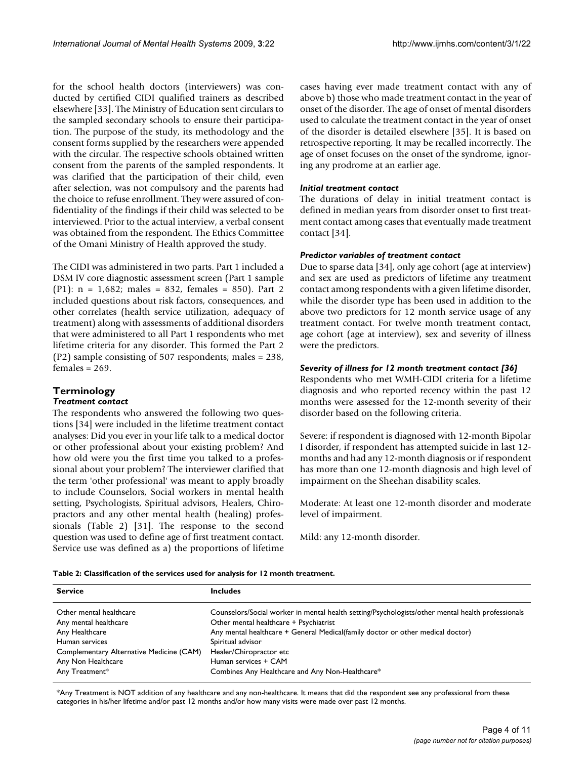for the school health doctors (interviewers) was conducted by certified CIDI qualified trainers as described elsewhere [33]. The Ministry of Education sent circulars to the sampled secondary schools to ensure their participation. The purpose of the study, its methodology and the consent forms supplied by the researchers were appended with the circular. The respective schools obtained written consent from the parents of the sampled respondents. It was clarified that the participation of their child, even after selection, was not compulsory and the parents had the choice to refuse enrollment. They were assured of confidentiality of the findings if their child was selected to be interviewed. Prior to the actual interview, a verbal consent was obtained from the respondent. The Ethics Committee of the Omani Ministry of Health approved the study.

The CIDI was administered in two parts. Part 1 included a DSM IV core diagnostic assessment screen (Part 1 sample (P1): n = 1,682; males = 832, females = 850). Part 2 included questions about risk factors, consequences, and other correlates (health service utilization, adequacy of treatment) along with assessments of additional disorders that were administered to all Part 1 respondents who met lifetime criteria for any disorder. This formed the Part 2 (P2) sample consisting of 507 respondents; males = 238, females = 269.

## Terminology

### *Treatment contact*

The respondents who answered the following two questions [34] were included in the lifetime treatment contact analyses: Did you ever in your life talk to a medical doctor or other professional about your existing problem? And how old were you the first time you talked to a professional about your problem? The interviewer clarified that the term 'other professional' was meant to apply broadly to include Counselors, Social workers in mental health setting, Psychologists, Spiritual advisors, Healers, Chiropractors and any other mental health (healing) professionals (Table 2) [31]. The response to the second question was used to define age of first treatment contact. Service use was defined as a) the proportions of lifetime cases having ever made treatment contact with any of above b) those who made treatment contact in the year of onset of the disorder. The age of onset of mental disorders used to calculate the treatment contact in the year of onset of the disorder is detailed elsewhere [35]. It is based on retrospective reporting. It may be recalled incorrectly. The age of onset focuses on the onset of the syndrome, ignoring any prodrome at an earlier age.

### *Initial treatment contact*

The durations of delay in initial treatment contact is defined in median years from disorder onset to first treatment contact among cases that eventually made treatment contact [34].

### *Predictor variables of treatment contact*

Due to sparse data [34], only age cohort (age at interview) and sex are used as predictors of lifetime any treatment contact among respondents with a given lifetime disorder, while the disorder type has been used in addition to the above two predictors for 12 month service usage of any treatment contact. For twelve month treatment contact, age cohort (age at interview), sex and severity of illness were the predictors.

### *Severity of illness for 12 month treatment contact [36]*

Respondents who met WMH-CIDI criteria for a lifetime diagnosis and who reported recency within the past 12 months were assessed for the 12-month severity of their disorder based on the following criteria.

Severe: if respondent is diagnosed with 12-month Bipolar I disorder, if respondent has attempted suicide in last 12-months and had any 12-month diagnosis or if respondent has more than one 12-month diagnosis and high level of impairment on the Sheehan disability scales.

Moderate: At least one 12-month disorder and moderate level of impairment.

Mild: any 12-month disorder.

**Table 2: Classification of the services used for analysis for 12 month treatment.**

| Service | Includes |
|---|---|
| Other mental healthcare | Counselors/Social worker in mental health setting/Psychologists/other mental health professionals |
| Any mental healthcare | Other mental healthcare + Psychiatrist |
| Any Healthcare | Any mental healthcare + General Medical(family doctor or other medical doctor) |
| Human services | Spiritual advisor |
| Complementary Alternative Medicine (CAM) | Healer/Chiropractor etc |
| Any Non Healthcare | Human services + CAM |
| Any Treatment* | Combines Any Healthcare and Any Non-Healthcare* |

*Any Treatment is NOT addition of any healthcare and any non-healthcare. It means that did the respondent see any professional from these categories in his/her lifetime and/or past 12 months and/or how many visits were made over past 12 months.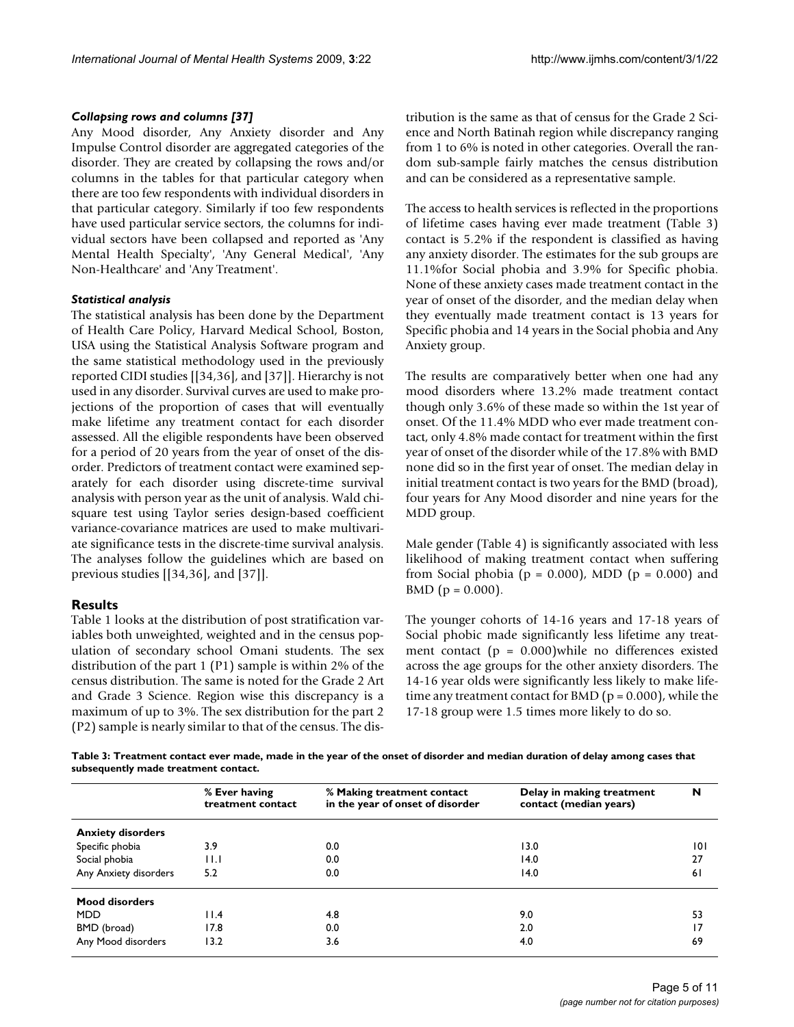### *Collapsing rows and columns [37]*

Any Mood disorder, Any Anxiety disorder and Any Impulse Control disorder are aggregated categories of the disorder. They are created by collapsing the rows and/or columns in the tables for that particular category when there are too few respondents with individual disorders in that particular category. Similarly if too few respondents have used particular service sectors, the columns for individual sectors have been collapsed and reported as 'Any Mental Health Specialty', 'Any General Medical', 'Any Non-Healthcare' and 'Any Treatment'.

### *Statistical analysis*

The statistical analysis has been done by the Department of Health Care Policy, Harvard Medical School, Boston, USA using the Statistical Analysis Software program and the same statistical methodology used in the previously reported CIDI studies [[34,36], and [37]]. Hierarchy is not used in any disorder. Survival curves are used to make projections of the proportion of cases that will eventually make lifetime any treatment contact for each disorder assessed. All the eligible respondents have been observed for a period of 20 years from the year of onset of the disorder. Predictors of treatment contact were examined separately for each disorder using discrete-time survival analysis with person year as the unit of analysis. Wald chi-square test using Taylor series design-based coefficient variance-covariance matrices are used to make multivariate significance tests in the discrete-time survival analysis. The analyses follow the guidelines which are based on previous studies [[34,36], and [37]].

## Results

Table 1 looks at the distribution of post stratification variables both unweighted, weighted and in the census population of secondary school Omani students. The sex distribution of the part 1 (P1) sample is within 2% of the census distribution. The same is noted for the Grade 2 Art and Grade 3 Science. Region wise this discrepancy is a maximum of up to 3%. The sex distribution for the part 2 (P2) sample is nearly similar to that of the census. The distribution is the same as that of census for the Grade 2 Science and North Batinah region while discrepancy ranging from 1 to 6% is noted in other categories. Overall the random sub-sample fairly matches the census distribution and can be considered as a representative sample.

The access to health services is reflected in the proportions of lifetime cases having ever made treatment (Table 3) contact is 5.2% if the respondent is classified as having any anxiety disorder. The estimates for the sub groups are 11.1%for Social phobia and 3.9% for Specific phobia. None of these anxiety cases made treatment contact in the year of onset of the disorder, and the median delay when they eventually made treatment contact is 13 years for Specific phobia and 14 years in the Social phobia and Any Anxiety group.

The results are comparatively better when one had any mood disorders where 13.2% made treatment contact though only 3.6% of these made so within the 1st year of onset. Of the 11.4% MDD who ever made treatment contact, only 4.8% made contact for treatment within the first year of onset of the disorder while of the 17.8% with BMD none did so in the first year of onset. The median delay in initial treatment contact is two years for the BMD (broad), four years for Any Mood disorder and nine years for the MDD group.

Male gender (Table 4) is significantly associated with less likelihood of making treatment contact when suffering from Social phobia (p = 0.000), MDD (p = 0.000) and BMD (p = 0.000).

The younger cohorts of 14-16 years and 17-18 years of Social phobic made significantly less lifetime any treatment contact (p = 0.000)while no differences existed across the age groups for the other anxiety disorders. The 14-16 year olds were significantly less likely to make lifetime any treatment contact for BMD (p = 0.000), while the 17-18 group were 1.5 times more likely to do so.

**Table 3: Treatment contact ever made, made in the year of the onset of disorder and median duration of delay among cases that subsequently made treatment contact.**

| | % Ever having treatment contact | % Making treatment contact in the year of onset of disorder | Delay in making treatment contact (median years) | N |
|---|---|---|---|---|
| **Anxiety disorders** | | | | |
| Specific phobia | 3.9 | 0.0 | 13.0 | 101 |
| Social phobia | 11.1 | 0.0 | 14.0 | 27 |
| Any Anxiety disorders | 5.2 | 0.0 | 14.0 | 61 |
| **Mood disorders** | | | | |
| MDD | 11.4 | 4.8 | 9.0 | 53 |
| BMD (broad) | 17.8 | 0.0 | 2.0 | 17 |
| Any Mood disorders | 13.2 | 3.6 | 4.0 | 69 |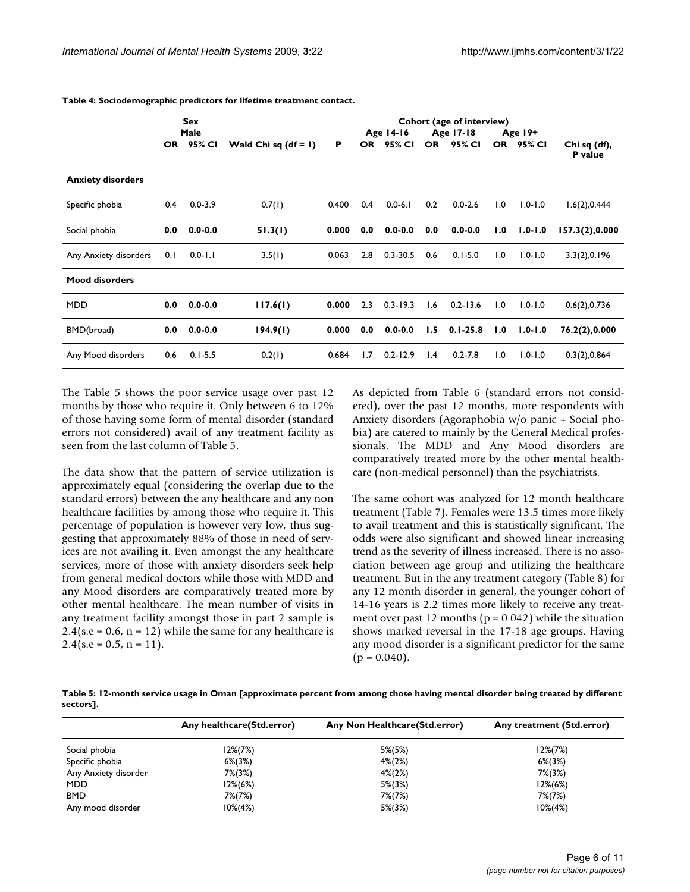**Table 4: Sociodemographic predictors for lifetime treatment contact.**

| | Sex | | | | Cohort (age of interview) | | | | | | |
|---|---|---|---|---|---|---|---|---|---|---|---|
| | Male | | | | Age 14-16 | | Age 17-18 | | Age 19+ | | |
| | OR | 95% CI | Wald Chi sq (df = 1) | P | OR | 95% CI | OR | 95% CI | OR | 95% CI | Chi sq (df), P value |
| **Anxiety disorders** | | | | | | | | | | | |
| Specific phobia | 0.4 | 0.0-3.9 | 0.7(1) | 0.400 | 0.4 | 0.0-6.1 | 0.2 | 0.0-2.6 | 1.0 | 1.0-1.0 | 1.6(2),0.444 |
| Social phobia | **0.0** | **0.0-0.0** | **51.3(1)** | **0.000** | **0.0** | **0.0-0.0** | **0.0** | **0.0-0.0** | **1.0** | **1.0-1.0** | **157.3(2),0.000** |
| Any Anxiety disorders | 0.1 | 0.0-1.1 | 3.5(1) | 0.063 | 2.8 | 0.3-30.5 | 0.6 | 0.1-5.0 | 1.0 | 1.0-1.0 | 3.3(2),0.196 |
| **Mood disorders** | | | | | | | | | | | |
| MDD | **0.0** | **0.0-0.0** | **117.6(1)** | **0.000** | 2.3 | 0.3-19.3 | 1.6 | 0.2-13.6 | 1.0 | 1.0-1.0 | 0.6(2),0.736 |
| BMD(broad) | **0.0** | **0.0-0.0** | **194.9(1)** | **0.000** | **0.0** | **0.0-0.0** | **1.5** | **0.1-25.8** | **1.0** | **1.0-1.0** | **76.2(2),0.000** |
| Any Mood disorders | 0.6 | 0.1-5.5 | 0.2(1) | 0.684 | 1.7 | 0.2-12.9 | 1.4 | 0.2-7.8 | 1.0 | 1.0-1.0 | 0.3(2),0.864 |

The Table 5 shows the poor service usage over past 12 months by those who require it. Only between 6 to 12% of those having some form of mental disorder (standard errors not considered) avail of any treatment facility as seen from the last column of Table 5.

The data show that the pattern of service utilization is approximately equal (considering the overlap due to the standard errors) between the any healthcare and any non healthcare facilities by among those who require it. This percentage of population is however very low, thus suggesting that approximately 88% of those in need of services are not availing it. Even amongst the any healthcare services, more of those with anxiety disorders seek help from general medical doctors while those with MDD and any Mood disorders are comparatively treated more by other mental healthcare. The mean number of visits in any treatment facility amongst those in part 2 sample is 2.4(s.e = 0.6, n = 12) while the same for any healthcare is 2.4(s.e = 0.5, n = 11).

As depicted from Table 6 (standard errors not considered), over the past 12 months, more respondents with Anxiety disorders (Agoraphobia w/o panic + Social phobia) are catered to mainly by the General Medical professionals. The MDD and Any Mood disorders are comparatively treated more by the other mental healthcare (non-medical personnel) than the psychiatrists.

The same cohort was analyzed for 12 month healthcare treatment (Table 7). Females were 13.5 times more likely to avail treatment and this is statistically significant. The odds were also significant and showed linear increasing trend as the severity of illness increased. There is no association between age group and utilizing the healthcare treatment. But in the any treatment category (Table 8) for any 12 month disorder in general, the younger cohort of 14-16 years is 2.2 times more likely to receive any treatment over past 12 months (p = 0.042) while the situation shows marked reversal in the 17-18 age groups. Having any mood disorder is a significant predictor for the same (p = 0.040).

**Table 5: 12-month service usage in Oman [approximate percent from among those having mental disorder being treated by different sectors].**

| | Any healthcare(Std.error) | Any Non Healthcare(Std.error) | Any treatment (Std.error) |
|---|---|---|---|
| Social phobia | 12%(7%) | 5%(5%) | 12%(7%) |
| Specific phobia | 6%(3%) | 4%(2%) | 6%(3%) |
| Any Anxiety disorder | 7%(3%) | 4%(2%) | 7%(3%) |
| MDD | 12%(6%) | 5%(3%) | 12%(6%) |
| BMD | 7%(7%) | 7%(7%) | 7%(7%) |
| Any mood disorder | 10%(4%) | 5%(3%) | 10%(4%) |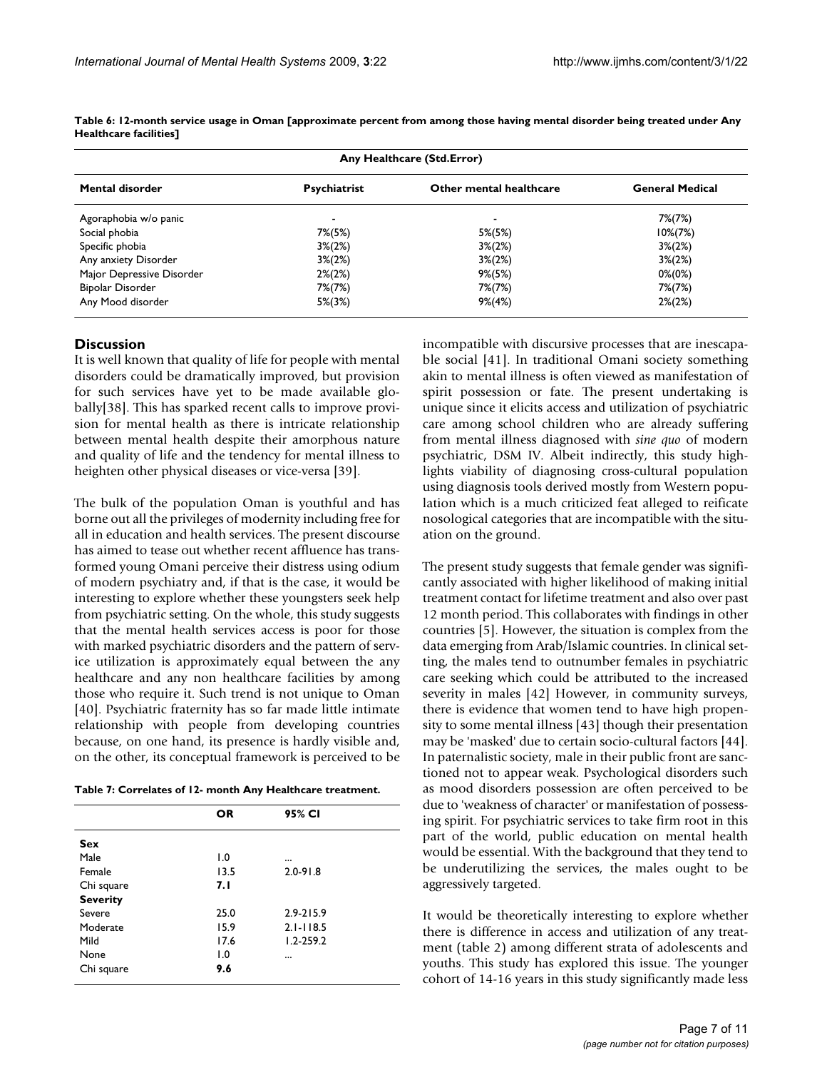**Table 6: 12-month service usage in Oman [approximate percent from among those having mental disorder being treated under Any Healthcare facilities]**

| | Any Healthcare (Std.Error) | | |
|---|---|---|---|
| **Mental disorder** | **Psychiatrist** | **Other mental healthcare** | **General Medical** |
| Agoraphobia w/o panic | - | - | 7%(7%) |
| Social phobia | 7%(5%) | 5%(5%) | 10%(7%) |
| Specific phobia | 3%(2%) | 3%(2%) | 3%(2%) |
| Any anxiety Disorder | 3%(2%) | 3%(2%) | 3%(2%) |
| Major Depressive Disorder | 2%(2%) | 9%(5%) | 0%(0%) |
| Bipolar Disorder | 7%(7%) | 7%(7%) | 7%(7%) |
| Any Mood disorder | 5%(3%) | 9%(4%) | 2%(2%) |

## Discussion

It is well known that quality of life for people with mental disorders could be dramatically improved, but provision for such services have yet to be made available globally[38]. This has sparked recent calls to improve provision for mental health as there is intricate relationship between mental health despite their amorphous nature and quality of life and the tendency for mental illness to heighten other physical diseases or vice-versa [39].

The bulk of the population Oman is youthful and has borne out all the privileges of modernity including free for all in education and health services. The present discourse has aimed to tease out whether recent affluence has transformed young Omani perceive their distress using odium of modern psychiatry and, if that is the case, it would be interesting to explore whether these youngsters seek help from psychiatric setting. On the whole, this study suggests that the mental health services access is poor for those with marked psychiatric disorders and the pattern of service utilization is approximately equal between the any healthcare and any non healthcare facilities by among those who require it. Such trend is not unique to Oman [40]. Psychiatric fraternity has so far made little intimate relationship with people from developing countries because, on one hand, its presence is hardly visible and, on the other, its conceptual framework is perceived to be incompatible with discursive processes that are inescapable social [41]. In traditional Omani society something akin to mental illness is often viewed as manifestation of spirit possession or fate. The present undertaking is unique since it elicits access and utilization of psychiatric care among school children who are already suffering from mental illness diagnosed with *sine quo* of modern psychiatric, DSM IV. Albeit indirectly, this study highlights viability of diagnosing cross-cultural population using diagnosis tools derived mostly from Western population which is a much criticized feat alleged to reificate nosological categories that are incompatible with the situation on the ground.

**Table 7: Correlates of 12- month Any Healthcare treatment.**

| | OR | 95% CI |
|---|---|---|
| **Sex** | | |
| Male | 1.0 | ... |
| Female | 13.5 | 2.0-91.8 |
| Chi square | **7.1** | |
| **Severity** | | |
| Severe | 25.0 | 2.9-215.9 |
| Moderate | 15.9 | 2.1-118.5 |
| Mild | 17.6 | 1.2-259.2 |
| None | 1.0 | ... |
| Chi square | **9.6** | |

The present study suggests that female gender was significantly associated with higher likelihood of making initial treatment contact for lifetime treatment and also over past 12 month period. This collaborates with findings in other countries [5]. However, the situation is complex from the data emerging from Arab/Islamic countries. In clinical setting, the males tend to outnumber females in psychiatric care seeking which could be attributed to the increased severity in males [42] However, in community surveys, there is evidence that women tend to have high propensity to some mental illness [43] though their presentation may be 'masked' due to certain socio-cultural factors [44]. In paternalistic society, male in their public front are sanctioned not to appear weak. Psychological disorders such as mood disorders possession are often perceived to be due to 'weakness of character' or manifestation of possessing spirit. For psychiatric services to take firm root in this part of the world, public education on mental health would be essential. With the background that they tend to be underutilizing the services, the males ought to be aggressively targeted.

It would be theoretically interesting to explore whether there is difference in access and utilization of any treatment (table 2) among different strata of adolescents and youths. This study has explored this issue. The younger cohort of 14-16 years in this study significantly made less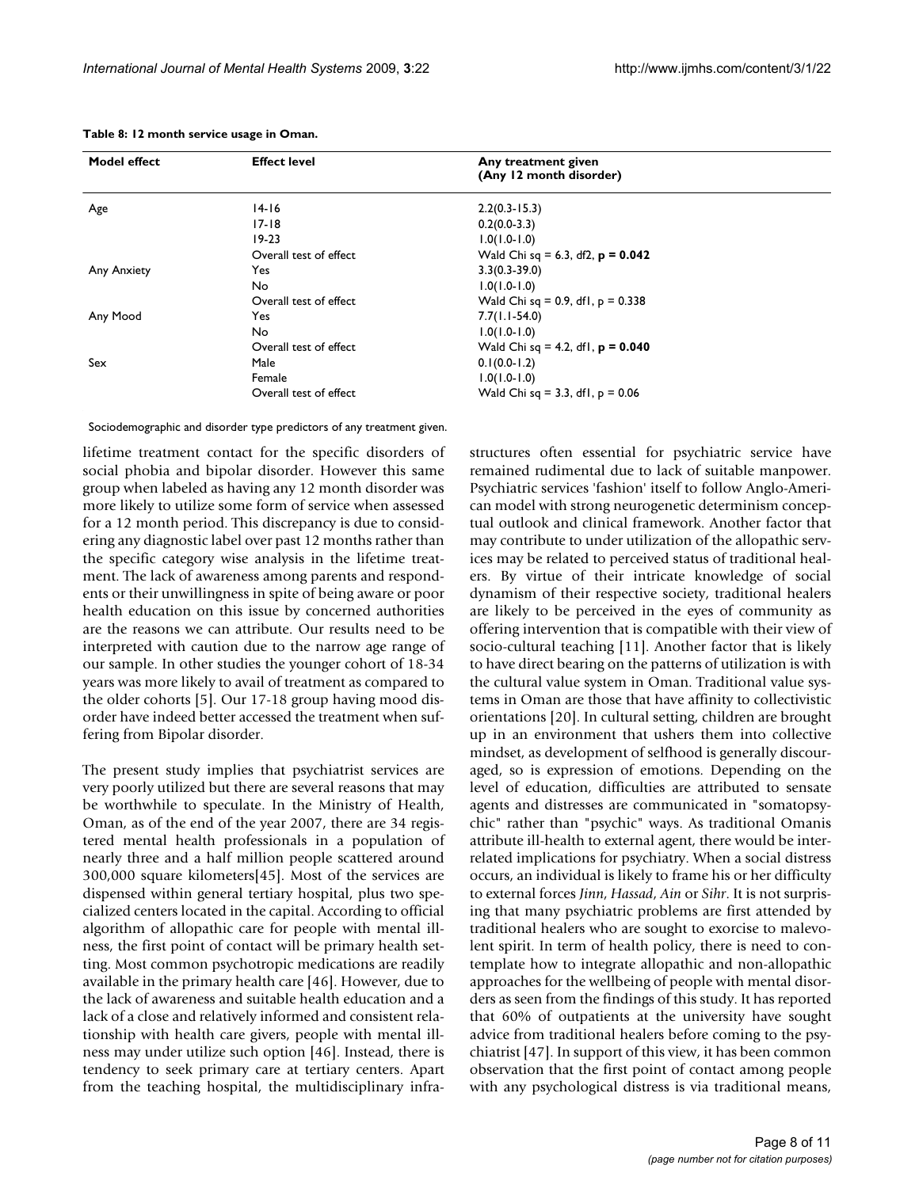**Table 8: 12 month service usage in Oman.**

| Model effect | Effect level | Any treatment given (Any 12 month disorder) |
|---|---|---|
| Age | 14-16 | 2.2(0.3-15.3) |
| | 17-18 | 0.2(0.0-3.3) |
| | 19-23 | 1.0(1.0-1.0) |
| | Overall test of effect | Wald Chi sq = 6.3, df2, **p = 0.042** |
| Any Anxiety | Yes | 3.3(0.3-39.0) |
| | No | 1.0(1.0-1.0) |
| | Overall test of effect | Wald Chi sq = 0.9, df1, p = 0.338 |
| Any Mood | Yes | 7.7(1.1-54.0) |
| | No | 1.0(1.0-1.0) |
| | Overall test of effect | Wald Chi sq = 4.2, df1, **p = 0.040** |
| Sex | Male | 0.1(0.0-1.2) |
| | Female | 1.0(1.0-1.0) |
| | Overall test of effect | Wald Chi sq = 3.3, df1, p = 0.06 |

Sociodemographic and disorder type predictors of any treatment given.

lifetime treatment contact for the specific disorders of social phobia and bipolar disorder. However this same group when labeled as having any 12 month disorder was more likely to utilize some form of service when assessed for a 12 month period. This discrepancy is due to considering any diagnostic label over past 12 months rather than the specific category wise analysis in the lifetime treatment. The lack of awareness among parents and respondents or their unwillingness in spite of being aware or poor health education on this issue by concerned authorities are the reasons we can attribute. Our results need to be interpreted with caution due to the narrow age range of our sample. In other studies the younger cohort of 18-34 years was more likely to avail of treatment as compared to the older cohorts [5]. Our 17-18 group having mood disorder have indeed better accessed the treatment when suffering from Bipolar disorder.

The present study implies that psychiatrist services are very poorly utilized but there are several reasons that may be worthwhile to speculate. In the Ministry of Health, Oman, as of the end of the year 2007, there are 34 registered mental health professionals in a population of nearly three and a half million people scattered around 300,000 square kilometers[45]. Most of the services are dispensed within general tertiary hospital, plus two specialized centers located in the capital. According to official algorithm of allopathic care for people with mental illness, the first point of contact will be primary health setting. Most common psychotropic medications are readily available in the primary health care [46]. However, due to the lack of awareness and suitable health education and a lack of a close and relatively informed and consistent relationship with health care givers, people with mental illness may under utilize such option [46]. Instead, there is tendency to seek primary care at tertiary centers. Apart from the teaching hospital, the multidisciplinary infrastructures often essential for psychiatric service have remained rudimental due to lack of suitable manpower. Psychiatric services 'fashion' itself to follow Anglo-American model with strong neurogenetic determinism conceptual outlook and clinical framework. Another factor that may contribute to under utilization of the allopathic services may be related to perceived status of traditional healers. By virtue of their intricate knowledge of social dynamism of their respective society, traditional healers are likely to be perceived in the eyes of community as offering intervention that is compatible with their view of socio-cultural teaching [11]. Another factor that is likely to have direct bearing on the patterns of utilization is with the cultural value system in Oman. Traditional value systems in Oman are those that have affinity to collectivistic orientations [20]. In cultural setting, children are brought up in an environment that ushers them into collective mindset, as development of selfhood is generally discouraged, so is expression of emotions. Depending on the level of education, difficulties are attributed to sensate agents and distresses are communicated in "somatopsychic" rather than "psychic" ways. As traditional Omanis attribute ill-health to external agent, there would be interrelated implications for psychiatry. When a social distress occurs, an individual is likely to frame his or her difficulty to external forces *Jinn*, *Hassad*, *Ain* or *Sihr*. It is not surprising that many psychiatric problems are first attended by traditional healers who are sought to exorcise to malevolent spirit. In term of health policy, there is need to contemplate how to integrate allopathic and non-allopathic approaches for the wellbeing of people with mental disorders as seen from the findings of this study. It has reported that 60% of outpatients at the university have sought advice from traditional healers before coming to the psychiatrist [47]. In support of this view, it has been common observation that the first point of contact among people with any psychological distress is via traditional means,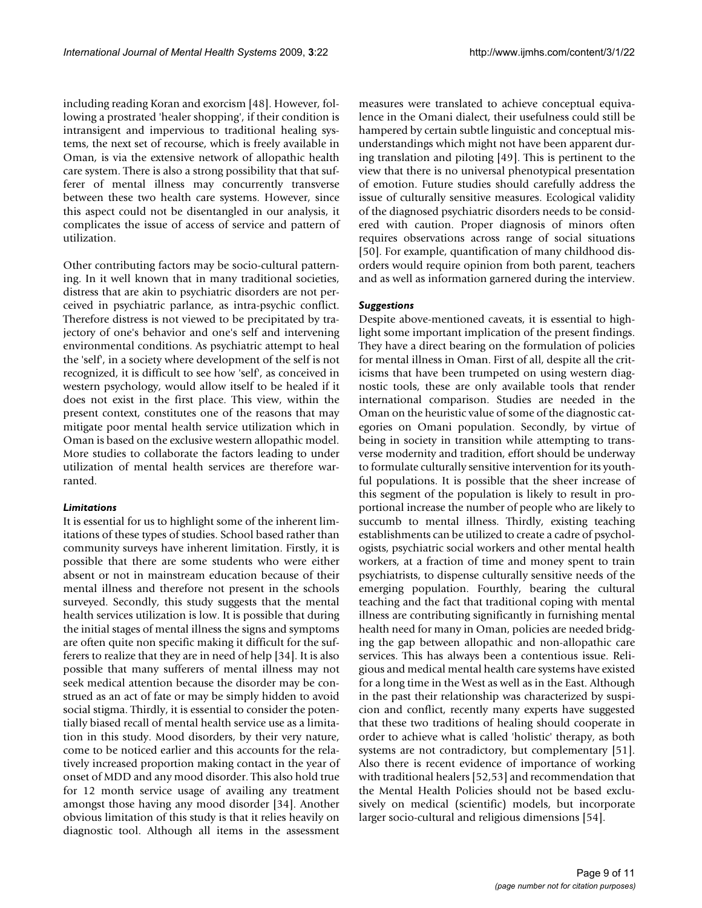including reading Koran and exorcism [48]. However, following a prostrated 'healer shopping', if their condition is intransigent and impervious to traditional healing systems, the next set of recourse, which is freely available in Oman, is via the extensive network of allopathic health care system. There is also a strong possibility that that sufferer of mental illness may concurrently transverse between these two health care systems. However, since this aspect could not be disentangled in our analysis, it complicates the issue of access of service and pattern of utilization.

Other contributing factors may be socio-cultural patterning. In it well known that in many traditional societies, distress that are akin to psychiatric disorders are not perceived in psychiatric parlance, as intra-psychic conflict. Therefore distress is not viewed to be precipitated by trajectory of one's behavior and one's self and intervening environmental conditions. As psychiatric attempt to heal the 'self', in a society where development of the self is not recognized, it is difficult to see how 'self', as conceived in western psychology, would allow itself to be healed if it does not exist in the first place. This view, within the present context, constitutes one of the reasons that may mitigate poor mental health service utilization which in Oman is based on the exclusive western allopathic model. More studies to collaborate the factors leading to under utilization of mental health services are therefore warranted.

### *Limitations*

It is essential for us to highlight some of the inherent limitations of these types of studies. School based rather than community surveys have inherent limitation. Firstly, it is possible that there are some students who were either absent or not in mainstream education because of their mental illness and therefore not present in the schools surveyed. Secondly, this study suggests that the mental health services utilization is low. It is possible that during the initial stages of mental illness the signs and symptoms are often quite non specific making it difficult for the sufferers to realize that they are in need of help [34]. It is also possible that many sufferers of mental illness may not seek medical attention because the disorder may be construed as an act of fate or may be simply hidden to avoid social stigma. Thirdly, it is essential to consider the potentially biased recall of mental health service use as a limitation in this study. Mood disorders, by their very nature, come to be noticed earlier and this accounts for the relatively increased proportion making contact in the year of onset of MDD and any mood disorder. This also hold true for 12 month service usage of availing any treatment amongst those having any mood disorder [34]. Another obvious limitation of this study is that it relies heavily on diagnostic tool. Although all items in the assessment measures were translated to achieve conceptual equivalence in the Omani dialect, their usefulness could still be hampered by certain subtle linguistic and conceptual misunderstandings which might not have been apparent during translation and piloting [49]. This is pertinent to the view that there is no universal phenotypical presentation of emotion. Future studies should carefully address the issue of culturally sensitive measures. Ecological validity of the diagnosed psychiatric disorders needs to be considered with caution. Proper diagnosis of minors often requires observations across range of social situations [50]. For example, quantification of many childhood disorders would require opinion from both parent, teachers and as well as information garnered during the interview.

### *Suggestions*

Despite above-mentioned caveats, it is essential to highlight some important implication of the present findings. They have a direct bearing on the formulation of policies for mental illness in Oman. First of all, despite all the criticisms that have been trumpeted on using western diagnostic tools, these are only available tools that render international comparison. Studies are needed in the Oman on the heuristic value of some of the diagnostic categories on Omani population. Secondly, by virtue of being in society in transition while attempting to transverse modernity and tradition, effort should be underway to formulate culturally sensitive intervention for its youthful populations. It is possible that the sheer increase of this segment of the population is likely to result in proportional increase the number of people who are likely to succumb to mental illness. Thirdly, existing teaching establishments can be utilized to create a cadre of psychologists, psychiatric social workers and other mental health workers, at a fraction of time and money spent to train psychiatrists, to dispense culturally sensitive needs of the emerging population. Fourthly, bearing the cultural teaching and the fact that traditional coping with mental illness are contributing significantly in furnishing mental health need for many in Oman, policies are needed bridging the gap between allopathic and non-allopathic care services. This has always been a contentious issue. Religious and medical mental health care systems have existed for a long time in the West as well as in the East. Although in the past their relationship was characterized by suspicion and conflict, recently many experts have suggested that these two traditions of healing should cooperate in order to achieve what is called 'holistic' therapy, as both systems are not contradictory, but complementary [51]. Also there is recent evidence of importance of working with traditional healers [52,53] and recommendation that the Mental Health Policies should not be based exclusively on medical (scientific) models, but incorporate larger socio-cultural and religious dimensions [54].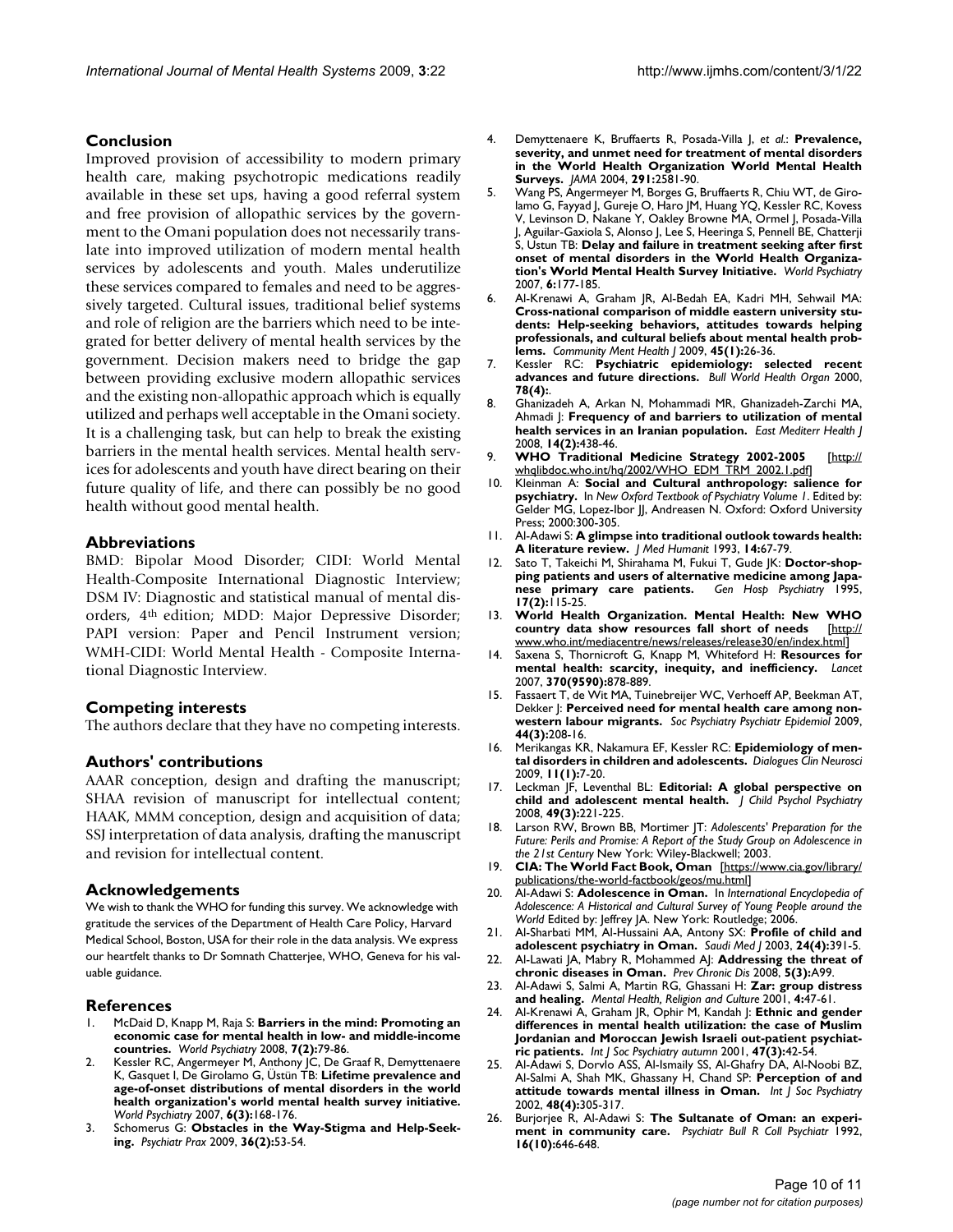## Conclusion

Improved provision of accessibility to modern primary health care, making psychotropic medications readily available in these set ups, having a good referral system and free provision of allopathic services by the government to the Omani population does not necessarily translate into improved utilization of modern mental health services by adolescents and youth. Males underutilize these services compared to females and need to be aggressively targeted. Cultural issues, traditional belief systems and role of religion are the barriers which need to be integrated for better delivery of mental health services by the government. Decision makers need to bridge the gap between providing exclusive modern allopathic services and the existing non-allopathic approach which is equally utilized and perhaps well acceptable in the Omani society. It is a challenging task, but can help to break the existing barriers in the mental health services. Mental health services for adolescents and youth have direct bearing on their future quality of life, and there can possibly be no good health without good mental health.

## Abbreviations

BMD: Bipolar Mood Disorder; CIDI: World Mental Health-Composite International Diagnostic Interview; DSM IV: Diagnostic and statistical manual of mental disorders, 4th edition; MDD: Major Depressive Disorder; PAPI version: Paper and Pencil Instrument version; WMH-CIDI: World Mental Health - Composite International Diagnostic Interview.

## Competing interests

The authors declare that they have no competing interests.

## Authors' contributions

AAAR conception, design and drafting the manuscript; SHAA revision of manuscript for intellectual content; HAAK, MMM conception, design and acquisition of data; SSJ interpretation of data analysis, drafting the manuscript and revision for intellectual content.

## Acknowledgements

We wish to thank the WHO for funding this survey. We acknowledge with gratitude the services of the Department of Health Care Policy, Harvard Medical School, Boston, USA for their role in the data analysis. We express our heartfelt thanks to Dr Somnath Chatterjee, WHO, Geneva for his valuable guidance.

## References

1. McDaid D, Knapp M, Raja S: **Barriers in the mind: Promoting an economic case for mental health in low- and middle-income countries.** *World Psychiatry* 2008, **7(2):**79-86.
2. Kessler RC, Angermeyer M, Anthony JC, De Graaf R, Demyttenaere K, Gasquet I, De Girolamo G, Üstün TB: **Lifetime prevalence and age-of-onset distributions of mental disorders in the world health organization's world mental health survey initiative.** *World Psychiatry* 2007, **6(3):**168-176.
3. Schomerus G: **Obstacles in the Way-Stigma and Help-Seeking.** *Psychiatr Prax* 2009, **36(2):**53-54.
4. Demyttenaere K, Bruffaerts R, Posada-Villa J, *et al.*: **Prevalence, severity, and unmet need for treatment of mental disorders in the World Health Organization World Mental Health Surveys.** *JAMA* 2004, **291:**2581-90.
5. Wang PS, Angermeyer M, Borges G, Bruffaerts R, Chiu WT, de Girolamo G, Fayyad J, Gureje O, Haro JM, Huang YQ, Kessler RC, Kovess V, Levinson D, Nakane Y, Oakley Browne MA, Ormel J, Posada-Villa J, Aguilar-Gaxiola S, Alonso J, Lee S, Heeringa S, Pennell BE, Chatterji S, Ustun TB: **Delay and failure in treatment seeking after first onset of mental disorders in the World Health Organization's World Mental Health Survey Initiative.** *World Psychiatry* 2007, **6:**177-185.
6. Al-Krenawi A, Graham JR, Al-Bedah EA, Kadri MH, Sehwail MA: **Cross-national comparison of middle eastern university students: Help-seeking behaviors, attitudes towards helping professionals, and cultural beliefs about mental health problems.** *Community Ment Health J* 2009, **45(1):**26-36.
7. Kessler RC: **Psychiatric epidemiology: selected recent advances and future directions.** *Bull World Health Organ* 2000, **78(4):**.
8. Ghanizadeh A, Arkan N, Mohammadi MR, Ghanizadeh-Zarchi MA, Ahmadi J: **Frequency of and barriers to utilization of mental health services in an Iranian population.** *East Mediterr Health J* 2008, **14(2):**438-46.
9. **WHO Traditional Medicine Strategy 2002-2005** [http://whqlibdoc.who.int/hq/2002/WHO_EDM_TRM_2002.1.pdf]
10. Kleinman A: **Social and Cultural anthropology: salience for psychiatry.** In *New Oxford Textbook of Psychiatry Volume 1*. Edited by: Gelder MG, Lopez-Ibor JJ, Andreasen N. Oxford: Oxford University Press; 2000:300-305.
11. Al-Adawi S: **A glimpse into traditional outlook towards health: A literature review.** *J Med Humanit* 1993, **14:**67-79.
12. Sato T, Takeichi M, Shirahama M, Fukui T, Gude JK: **Doctor-shopping patients and users of alternative medicine among Japanese primary care patients.** *Gen Hosp Psychiatry* 1995, **17(2):**115-25.
13. **World Health Organization. Mental Health: New WHO country data show resources fall short of needs** [http://www.who.int/mediacentre/news/releases/release30/en/index.html]
14. Saxena S, Thornicroft G, Knapp M, Whiteford H: **Resources for mental health: scarcity, inequity, and inefficiency.** *Lancet* 2007, **370(9590):**878-889.
15. Fassaert T, de Wit MA, Tuinebreijer WC, Verhoeff AP, Beekman AT, Dekker J: **Perceived need for mental health care among non-western labour migrants.** *Soc Psychiatry Psychiatr Epidemiol* 2009, **44(3):**208-16.
16. Merikangas KR, Nakamura EF, Kessler RC: **Epidemiology of mental disorders in children and adolescents.** *Dialogues Clin Neurosci* 2009, **11(1):**7-20.
17. Leckman JF, Leventhal BL: **Editorial: A global perspective on child and adolescent mental health.** *J Child Psychol Psychiatry* 2008, **49(3):**221-225.
18. Larson RW, Brown BB, Mortimer JT: *Adolescents' Preparation for the Future: Perils and Promise: A Report of the Study Group on Adolescence in the 21st Century* New York: Wiley-Blackwell; 2003.
19. **CIA: The World Fact Book, Oman** [https://www.cia.gov/library/publications/the-world-factbook/geos/mu.html]
20. Al-Adawi S: **Adolescence in Oman.** In *International Encyclopedia of Adolescence: A Historical and Cultural Survey of Young People around the World* Edited by: Jeffrey JA. New York: Routledge; 2006.
21. Al-Sharbati MM, Al-Hussaini AA, Antony SX: **Profile of child and adolescent psychiatry in Oman.** *Saudi Med J* 2003, **24(4):**391-5.
22. Al-Lawati JA, Mabry R, Mohammed AJ: **Addressing the threat of chronic diseases in Oman.** *Prev Chronic Dis* 2008, **5(3):**A99.
23. Al-Adawi S, Salmi A, Martin RG, Ghassani H: **Zar: group distress and healing.** *Mental Health, Religion and Culture* 2001, **4:**47-61.
24. Al-Krenawi A, Graham JR, Ophir M, Kandah J: **Ethnic and gender differences in mental health utilization: the case of Muslim Jordanian and Moroccan Jewish Israeli out-patient psychiatric patients.** *Int J Soc Psychiatry autumn* 2001, **47(3):**42-54.
25. Al-Adawi S, Dorvlo ASS, Al-Ismaily SS, Al-Ghafry DA, Al-Noobi BZ, Al-Salmi A, Shah MK, Ghassany H, Chand SP: **Perception of and attitude towards mental illness in Oman.** *Int J Soc Psychiatry* 2002, **48(4):**305-317.
26. Burjorjee R, Al-Adawi S: **The Sultanate of Oman: an experiment in community care.** *Psychiatr Bull R Coll Psychiatr* 1992, **16(10):**646-648.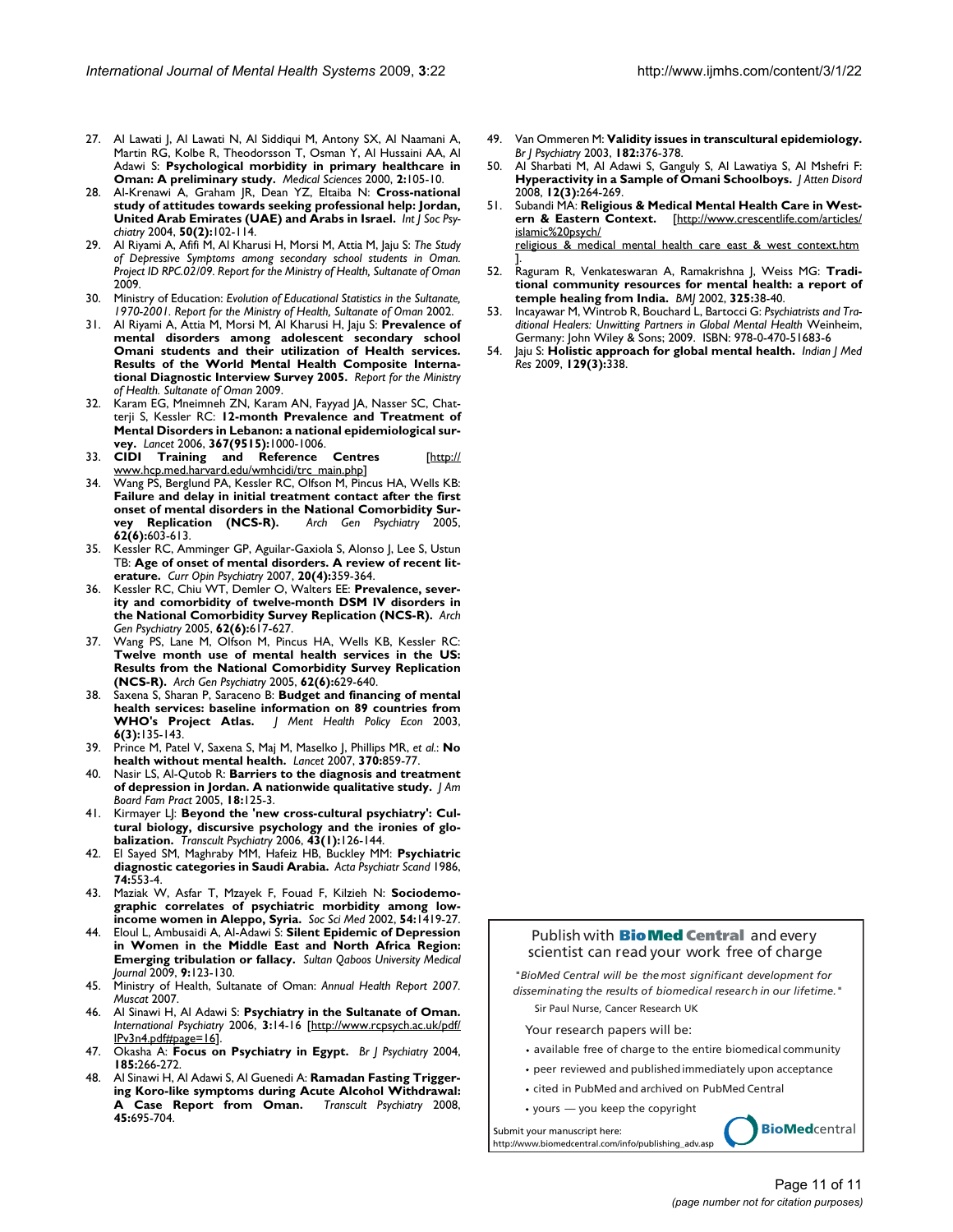27. Al Lawati J, Al Lawati N, Al Siddiqui M, Antony SX, Al Naamani A, Martin RG, Kolbe R, Theodorsson T, Osman Y, Al Hussaini AA, Al Adawi S: **Psychological morbidity in primary healthcare in Oman: A preliminary study.** *Medical Sciences* 2000, **2:**105-10.
28. Al-Krenawi A, Graham JR, Dean YZ, Eltaiba N: **Cross-national study of attitudes towards seeking professional help: Jordan, United Arab Emirates (UAE) and Arabs in Israel.** *Int J Soc Psychiatry* 2004, **50(2):**102-114.
29. Al Riyami A, Afifi M, Al Kharusi H, Morsi M, Attia M, Jaju S: *The Study of Depressive Symptoms among secondary school students in Oman. Project ID RPC.02/09. Report for the Ministry of Health, Sultanate of Oman* 2009.
30. Ministry of Education: *Evolution of Educational Statistics in the Sultanate, 1970-2001. Report for the Ministry of Health, Sultanate of Oman* 2002.
31. Al Riyami A, Attia M, Morsi M, Al Kharusi H, Jaju S: **Prevalence of mental disorders among adolescent secondary school Omani students and their utilization of Health services. Results of the World Mental Health Composite International Diagnostic Interview Survey 2005.** *Report for the Ministry of Health. Sultanate of Oman* 2009.
32. Karam EG, Mneimneh ZN, Karam AN, Fayyad JA, Nasser SC, Chatterji S, Kessler RC: **12-month Prevalence and Treatment of Mental Disorders in Lebanon: a national epidemiological survey.** *Lancet* 2006, **367(9515):**1000-1006.
33. **CIDI Training and Reference Centres** [http://www.hcp.med.harvard.edu/wmhcidi/trc_main.php]
34. Wang PS, Berglund PA, Kessler RC, Olfson M, Pincus HA, Wells KB: **Failure and delay in initial treatment contact after the first onset of mental disorders in the National Comorbidity Survey Replication (NCS-R).** *Arch Gen Psychiatry* 2005, **62(6):**603-613.
35. Kessler RC, Amminger GP, Aguilar-Gaxiola S, Alonso J, Lee S, Ustun TB: **Age of onset of mental disorders. A review of recent literature.** *Curr Opin Psychiatry* 2007, **20(4):**359-364.
36. Kessler RC, Chiu WT, Demler O, Walters EE: **Prevalence, severity and comorbidity of twelve-month DSM IV disorders in the National Comorbidity Survey Replication (NCS-R).** *Arch Gen Psychiatry* 2005, **62(6):**617-627.
37. Wang PS, Lane M, Olfson M, Pincus HA, Wells KB, Kessler RC: **Twelve month use of mental health services in the US: Results from the National Comorbidity Survey Replication (NCS-R).** *Arch Gen Psychiatry* 2005, **62(6):**629-640.
38. Saxena S, Sharan P, Saraceno B: **Budget and financing of mental health services: baseline information on 89 countries from WHO's Project Atlas.** *J Ment Health Policy Econ* 2003, **6(3):**135-143.
39. Prince M, Patel V, Saxena S, Maj M, Maselko J, Phillips MR, *et al.*: **No health without mental health.** *Lancet* 2007, **370:**859-77.
40. Nasir LS, Al-Qutob R: **Barriers to the diagnosis and treatment of depression in Jordan. A nationwide qualitative study.** *J Am Board Fam Pract* 2005, **18:**125-3.
41. Kirmayer LJ: **Beyond the 'new cross-cultural psychiatry': Cultural biology, discursive psychology and the ironies of globalization.** *Transcult Psychiatry* 2006, **43(1):**126-144.
42. El Sayed SM, Maghraby MM, Hafeiz HB, Buckley MM: **Psychiatric diagnostic categories in Saudi Arabia.** *Acta Psychiatr Scand* 1986, **74:**553-4.
43. Maziak W, Asfar T, Mzayek F, Fouad F, Kilzieh N: **Sociodemographic correlates of psychiatric morbidity among low-income women in Aleppo, Syria.** *Soc Sci Med* 2002, **54:**1419-27.
44. Eloul L, Ambusaidi A, Al-Adawi S: **Silent Epidemic of Depression in Women in the Middle East and North Africa Region: Emerging tribulation or fallacy.** *Sultan Qaboos University Medical Journal* 2009, **9:**123-130.
45. Ministry of Health, Sultanate of Oman: *Annual Health Report 2007. Muscat* 2007.
46. Al Sinawi H, Al Adawi S: **Psychiatry in the Sultanate of Oman.** *International Psychiatry* 2006, **3:**14-16 [http://www.rcpsych.ac.uk/pdf/IPv3n4.pdf#page=16].
47. Okasha A: **Focus on Psychiatry in Egypt.** *Br J Psychiatry* 2004, **185:**266-272.
48. Al Sinawi H, Al Adawi S, Al Guenedi A: **Ramadan Fasting Triggering Koro-like symptoms during Acute Alcohol Withdrawal: A Case Report from Oman.** *Transcult Psychiatry* 2008, **45:**695-704.
49. Van Ommeren M: **Validity issues in transcultural epidemiology.** *Br J Psychiatry* 2003, **182:**376-378.
50. Al Sharbati M, Al Adawi S, Ganguly S, Al Lawatiya S, Al Mshefri F: **Hyperactivity in a Sample of Omani Schoolboys.** *J Atten Disord* 2008, **12(3):**264-269.
51. Subandi MA: **Religious & Medical Mental Health Care in Western & Eastern Context.** [http://www.crescentlife.com/articles/islamic%20psych/religious_&_medical_mental_health_care_east_&_west_context.htm].
52. Raguram R, Venkateswaran A, Ramakrishna J, Weiss MG: **Traditional community resources for mental health: a report of temple healing from India.** *BMJ* 2002, **325:**38-40.
53. Incayawar M, Wintrob R, Bouchard L, Bartocci G: *Psychiatrists and Traditional Healers: Unwitting Partners in Global Mental Health* Weinheim, Germany: John Wiley & Sons; 2009. ISBN: 978-0-470-51683-6
54. Jaju S: **Holistic approach for global mental health.** *Indian J Med Res* 2009, **129(3):**338.

Publish with **BioMed Central** and every scientist can read your work free of charge

*"BioMed Central will be the most significant development for disseminating the results of biomedical research in our lifetime."*

Sir Paul Nurse, Cancer Research UK

Your research papers will be:

- available free of charge to the entire biomedical community
- peer reviewed and published immediately upon acceptance
- cited in PubMed and archived on PubMed Central
- yours — you keep the copyright

Submit your manuscript here:
http://www.biomedcentral.com/info/publishing_adv.asp

BioMedcentral